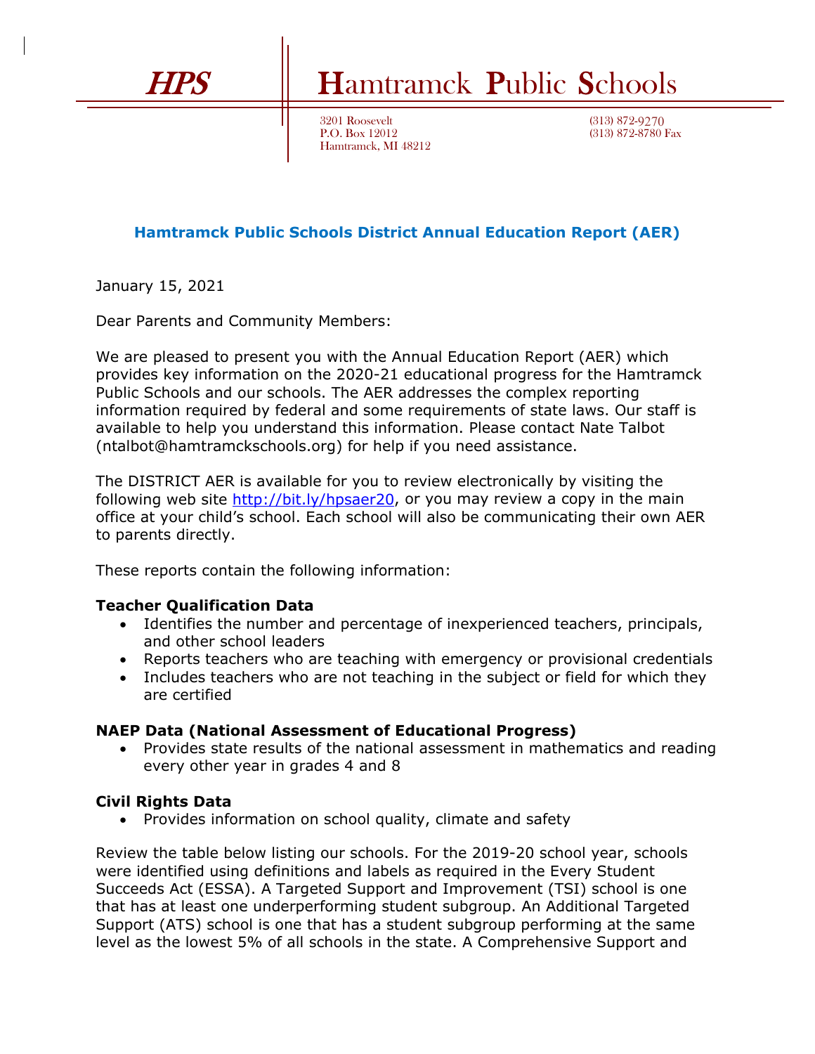# HPS | Hamtramck Public Schools

3201 Roosevelt
P.O. Box 12012
Hamtramck, MI 48212

(313) 872-9270
(313) 872-8780 Fax

## Hamtramck Public Schools District Annual Education Report (AER)

January 15, 2021

Dear Parents and Community Members:

We are pleased to present you with the Annual Education Report (AER) which provides key information on the 2020-21 educational progress for the Hamtramck Public Schools and our schools. The AER addresses the complex reporting information required by federal and some requirements of state laws. Our staff is available to help you understand this information. Please contact Nate Talbot (ntalbot@hamtramckschools.org) for help if you need assistance.

The DISTRICT AER is available for you to review electronically by visiting the following web site http://bit.ly/hpsaer20, or you may review a copy in the main office at your child's school. Each school will also be communicating their own AER to parents directly.

These reports contain the following information:

**Teacher Qualification Data**

- Identifies the number and percentage of inexperienced teachers, principals, and other school leaders
- Reports teachers who are teaching with emergency or provisional credentials
- Includes teachers who are not teaching in the subject or field for which they are certified

**NAEP Data (National Assessment of Educational Progress)**

- Provides state results of the national assessment in mathematics and reading every other year in grades 4 and 8

**Civil Rights Data**

- Provides information on school quality, climate and safety

Review the table below listing our schools. For the 2019-20 school year, schools were identified using definitions and labels as required in the Every Student Succeeds Act (ESSA). A Targeted Support and Improvement (TSI) school is one that has at least one underperforming student subgroup. An Additional Targeted Support (ATS) school is one that has a student subgroup performing at the same level as the lowest 5% of all schools in the state. A Comprehensive Support and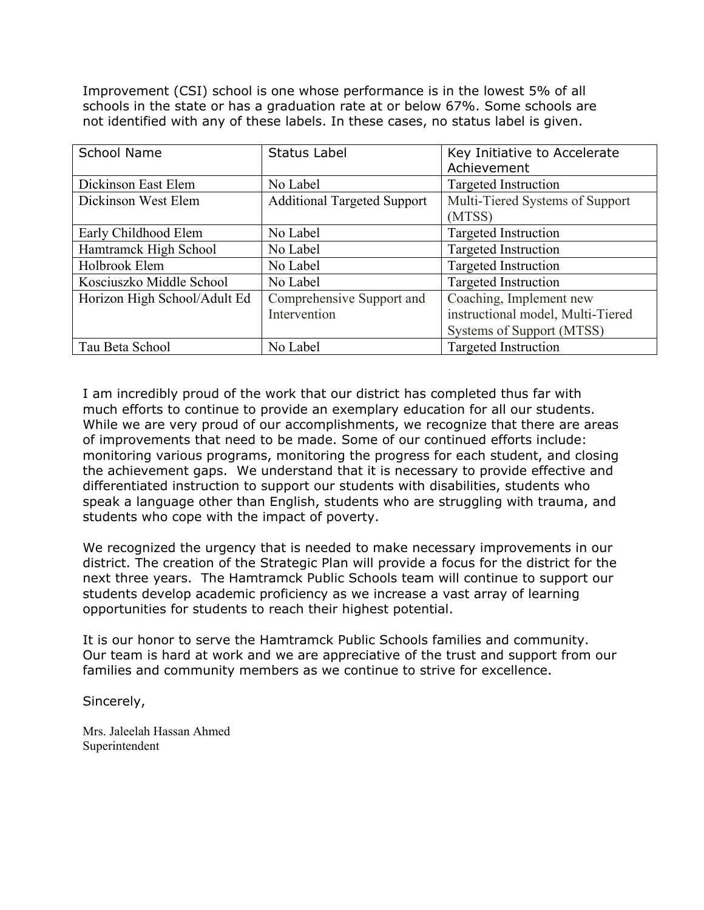Improvement (CSI) school is one whose performance is in the lowest 5% of all schools in the state or has a graduation rate at or below 67%. Some schools are not identified with any of these labels. In these cases, no status label is given.

| School Name | Status Label | Key Initiative to Accelerate Achievement |
|---|---|---|
| Dickinson East Elem | No Label | Targeted Instruction |
| Dickinson West Elem | Additional Targeted Support | Multi-Tiered Systems of Support (MTSS) |
| Early Childhood Elem | No Label | Targeted Instruction |
| Hamtramck High School | No Label | Targeted Instruction |
| Holbrook Elem | No Label | Targeted Instruction |
| Kosciuszko Middle School | No Label | Targeted Instruction |
| Horizon High School/Adult Ed | Comprehensive Support and Intervention | Coaching, Implement new instructional model, Multi-Tiered Systems of Support (MTSS) |
| Tau Beta School | No Label | Targeted Instruction |

I am incredibly proud of the work that our district has completed thus far with much efforts to continue to provide an exemplary education for all our students. While we are very proud of our accomplishments, we recognize that there are areas of improvements that need to be made. Some of our continued efforts include: monitoring various programs, monitoring the progress for each student, and closing the achievement gaps. We understand that it is necessary to provide effective and differentiated instruction to support our students with disabilities, students who speak a language other than English, students who are struggling with trauma, and students who cope with the impact of poverty.

We recognized the urgency that is needed to make necessary improvements in our district. The creation of the Strategic Plan will provide a focus for the district for the next three years. The Hamtramck Public Schools team will continue to support our students develop academic proficiency as we increase a vast array of learning opportunities for students to reach their highest potential.

It is our honor to serve the Hamtramck Public Schools families and community. Our team is hard at work and we are appreciative of the trust and support from our families and community members as we continue to strive for excellence.

Sincerely,

Mrs. Jaleelah Hassan Ahmed
Superintendent